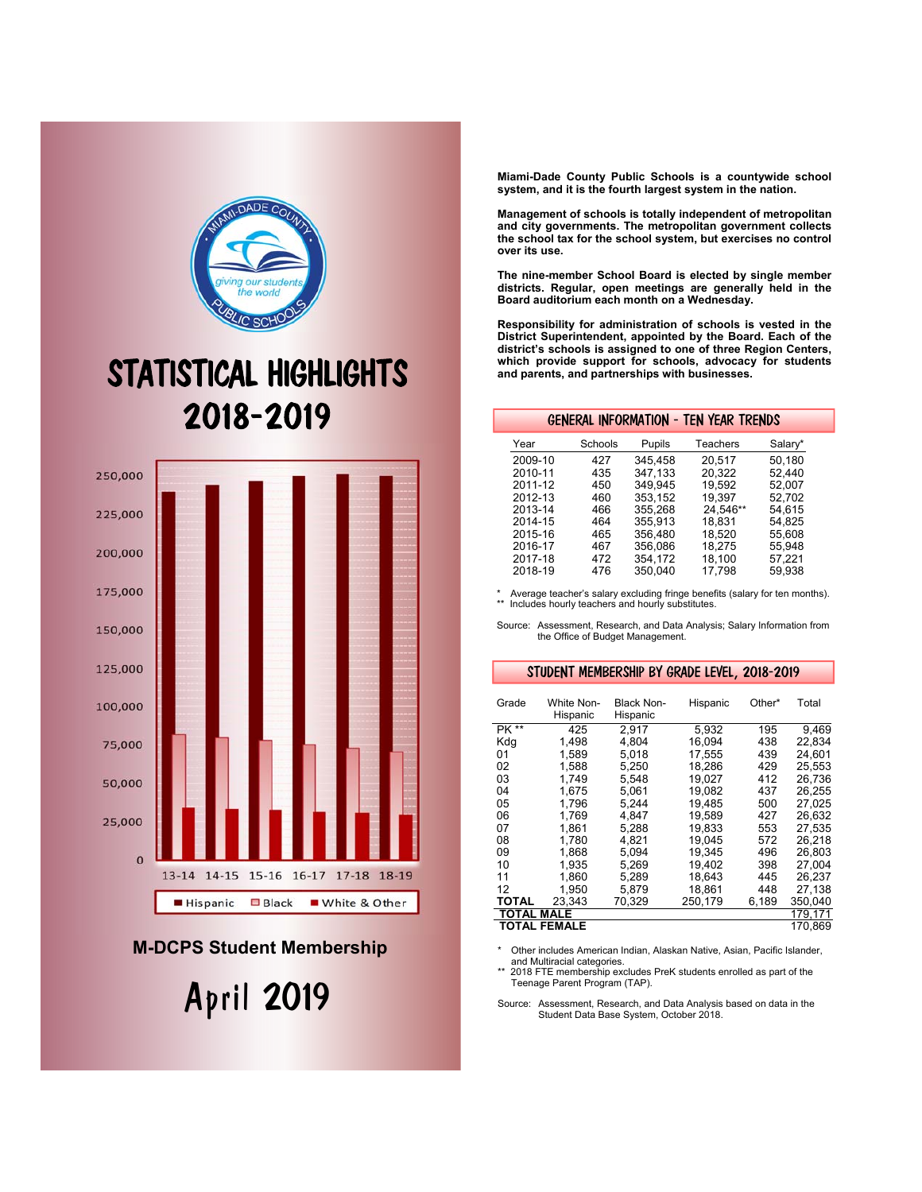# STATISTICAL HIGHLIGHTS 2018-2019

**M-DCPS Student Membership**

**April 2019**

**Miami-Dade County Public Schools is a countywide school system, and it is the fourth largest system in the nation.**

**Management of schools is totally independent of metropolitan and city governments. The metropolitan government collects the school tax for the school system, but exercises no control over its use.**

**The nine-member School Board is elected by single member districts. Regular, open meetings are generally held in the Board auditorium each month on a Wednesday.**

**Responsibility for administration of schools is vested in the District Superintendent, appointed by the Board. Each of the district's schools is assigned to one of three Region Centers, which provide support for schools, advocacy for students and parents, and partnerships with businesses.**

## GENERAL INFORMATION - TEN YEAR TRENDS

| Year | Schools | Pupils | Teachers | Salary* |
|---|---|---|---|---|
| 2009-10 | 427 | 345,458 | 20,517 | 50,180 |
| 2010-11 | 435 | 347,133 | 20,322 | 52,440 |
| 2011-12 | 450 | 349,945 | 19,592 | 52,007 |
| 2012-13 | 460 | 353,152 | 19,397 | 52,702 |
| 2013-14 | 466 | 355,268 | 24,546** | 54,615 |
| 2014-15 | 464 | 355,913 | 18,831 | 54,825 |
| 2015-16 | 465 | 356,480 | 18,520 | 55,608 |
| 2016-17 | 467 | 356,086 | 18,275 | 55,948 |
| 2017-18 | 472 | 354,172 | 18,100 | 57,221 |
| 2018-19 | 476 | 350,040 | 17,798 | 59,938 |

\* Average teacher's salary excluding fringe benefits (salary for ten months).
\** Includes hourly teachers and hourly substitutes.

Source: Assessment, Research, and Data Analysis; Salary Information from the Office of Budget Management.

## STUDENT MEMBERSHIP BY GRADE LEVEL, 2018-2019

| Grade | White Non-Hispanic | Black Non-Hispanic | Hispanic | Other* | Total |
|---|---|---|---|---|---|
| PK ** | 425 | 2,917 | 5,932 | 195 | 9,469 |
| Kdg | 1,498 | 4,804 | 16,094 | 438 | 22,834 |
| 01 | 1,589 | 5,018 | 17,555 | 439 | 24,601 |
| 02 | 1,588 | 5,250 | 18,286 | 429 | 25,553 |
| 03 | 1,749 | 5,548 | 19,027 | 412 | 26,736 |
| 04 | 1,675 | 5,061 | 19,082 | 437 | 26,255 |
| 05 | 1,796 | 5,244 | 19,485 | 500 | 27,025 |
| 06 | 1,769 | 4,847 | 19,589 | 427 | 26,632 |
| 07 | 1,861 | 5,288 | 19,833 | 553 | 27,535 |
| 08 | 1,780 | 4,821 | 19,045 | 572 | 26,218 |
| 09 | 1,868 | 5,094 | 19,345 | 496 | 26,803 |
| 10 | 1,935 | 5,269 | 19,402 | 398 | 27,004 |
| 11 | 1,860 | 5,289 | 18,643 | 445 | 26,237 |
| 12 | 1,950 | 5,879 | 18,861 | 448 | 27,138 |
| **TOTAL** | 23,343 | 70,329 | 250,179 | 6,189 | 350,040 |
| **TOTAL MALE** | | | | | 179,171 |
| **TOTAL FEMALE** | | | | | 170,869 |

\* Other includes American Indian, Alaskan Native, Asian, Pacific Islander, and Multiracial categories.
\** 2018 FTE membership excludes PreK students enrolled as part of the Teenage Parent Program (TAP).

Source: Assessment, Research, and Data Analysis based on data in the Student Data Base System, October 2018.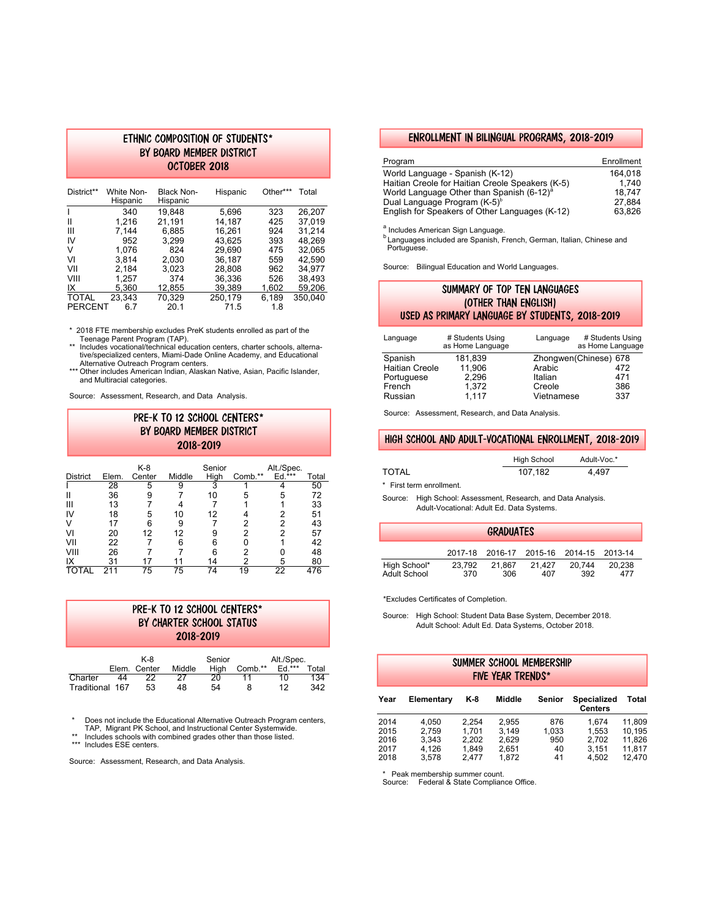## ETHNIC COMPOSITION OF STUDENTS* BY BOARD MEMBER DISTRICT OCTOBER 2018

| District** | White Non-Hispanic | Black Non-Hispanic | Hispanic | Other*** | Total |
|---|---|---|---|---|---|
| I | 340 | 19,848 | 5,696 | 323 | 26,207 |
| II | 1,216 | 21,191 | 14,187 | 425 | 37,019 |
| III | 7,144 | 6,885 | 16,261 | 924 | 31,214 |
| IV | 952 | 3,299 | 43,625 | 393 | 48,269 |
| V | 1,076 | 824 | 29,690 | 475 | 32,065 |
| VI | 3,814 | 2,030 | 36,187 | 559 | 42,590 |
| VII | 2,184 | 3,023 | 28,808 | 962 | 34,977 |
| VIII | 1,257 | 374 | 36,336 | 526 | 38,493 |
| IX | 5,360 | 12,855 | 39,389 | 1,602 | 59,206 |
| TOTAL | 23,343 | 70,329 | 250,179 | 6,189 | 350,040 |
| PERCENT | 6.7 | 20.1 | 71.5 | 1.8 | |

\* 2018 FTE membership excludes PreK students enrolled as part of the Teenage Parent Program (TAP).
** Includes vocational/technical education centers, charter schools, alternative/specialized centers, Miami-Dade Online Academy, and Educational Alternative Outreach Program centers.
*** Other includes American Indian, Alaskan Native, Asian, Pacific Islander, and Multiracial categories.

Source: Assessment, Research, and Data Analysis.

## PRE-K TO 12 SCHOOL CENTERS* BY BOARD MEMBER DISTRICT 2018-2019

| District | Elem. | K-8 Center | Middle | Senior High | Comb.** | Alt./Spec. Ed.*** | Total |
|---|---|---|---|---|---|---|---|
| I | 28 | 5 | 9 | 3 | 1 | 4 | 50 |
| II | 36 | 9 | 7 | 10 | 5 | 5 | 72 |
| III | 13 | 7 | 4 | 7 | 1 | 1 | 33 |
| IV | 18 | 5 | 10 | 12 | 4 | 2 | 51 |
| V | 17 | 6 | 9 | 7 | 2 | 2 | 43 |
| VI | 20 | 12 | 12 | 9 | 2 | 2 | 57 |
| VII | 22 | 7 | 6 | 6 | 0 | 1 | 42 |
| VIII | 26 | 7 | 7 | 6 | 2 | 0 | 48 |
| IX | 31 | 17 | 11 | 14 | 2 | 5 | 80 |
| TOTAL | 211 | 75 | 75 | 74 | 19 | 22 | 476 |

## PRE-K TO 12 SCHOOL CENTERS* BY CHARTER SCHOOL STATUS 2018-2019

| | Elem. | K-8 Center | Middle | Senior High | Comb.** | Alt./Spec. Ed.*** | Total |
|---|---|---|---|---|---|---|---|
| Charter | 44 | 22 | 27 | 20 | 11 | 10 | 134 |
| Traditional | 167 | 53 | 48 | 54 | 8 | 12 | 342 |

\* Does not include the Educational Alternative Outreach Program centers, TAP, Migrant PK School, and Instructional Center Systemwide.
** Includes schools with combined grades other than those listed.
*** Includes ESE centers.

Source: Assessment, Research, and Data Analysis.

## ENROLLMENT IN BILINGUAL PROGRAMS, 2018-2019

| Program | Enrollment |
|---|---|
| World Language - Spanish (K-12) | 164,018 |
| Haitian Creole for Haitian Creole Speakers (K-5) | 1,740 |
| World Language Other than Spanish (6-12)[a] | 18,747 |
| Dual Language Program (K-5)[b] | 27,884 |
| English for Speakers of Other Languages (K-12) | 63,826 |

[a] Includes American Sign Language.
[b] Languages included are Spanish, French, German, Italian, Chinese and Portuguese.

Source: Bilingual Education and World Languages.

## SUMMARY OF TOP TEN LANGUAGES (OTHER THAN ENGLISH) USED AS PRIMARY LANGUAGE BY STUDENTS, 2018-2019

| Language | # Students Using as Home Language | Language | # Students Using as Home Language |
|---|---|---|---|
| Spanish | 181,839 | Zhongwen(Chinese) | 678 |
| Haitian Creole | 11,906 | Arabic | 472 |
| Portuguese | 2,296 | Italian | 471 |
| French | 1,372 | Creole | 386 |
| Russian | 1,117 | Vietnamese | 337 |

Source: Assessment, Research, and Data Analysis.

## HIGH SCHOOL AND ADULT-VOCATIONAL ENROLLMENT, 2018-2019

| | High School | Adult-Voc.* |
|---|---|---|
| TOTAL | 107,182 | 4,497 |

\* First term enrollment.

Source: High School: Assessment, Research, and Data Analysis.
Adult-Vocational: Adult Ed. Data Systems.

## GRADUATES

| | 2017-18 | 2016-17 | 2015-16 | 2014-15 | 2013-14 |
|---|---|---|---|---|---|
| High School* | 23,792 | 21,867 | 21,427 | 20,744 | 20,238 |
| Adult School | 370 | 306 | 407 | 392 | 477 |

\*Excludes Certificates of Completion.

Source: High School: Student Data Base System, December 2018.
Adult School: Adult Ed. Data Systems, October 2018.

## SUMMER SCHOOL MEMBERSHIP FIVE YEAR TRENDS*

| Year | Elementary | K-8 | Middle | Senior | Specialized Centers | Total |
|---|---|---|---|---|---|---|
| 2014 | 4,050 | 2,254 | 2,955 | 876 | 1,674 | 11,809 |
| 2015 | 2,759 | 1,701 | 3,149 | 1,033 | 1,553 | 10,195 |
| 2016 | 3,343 | 2,202 | 2,629 | 950 | 2,702 | 11,826 |
| 2017 | 4,126 | 1,849 | 2,651 | 40 | 3,151 | 11,817 |
| 2018 | 3,578 | 2,477 | 1,872 | 41 | 4,502 | 12,470 |

\* Peak membership summer count.
Source: Federal & State Compliance Office.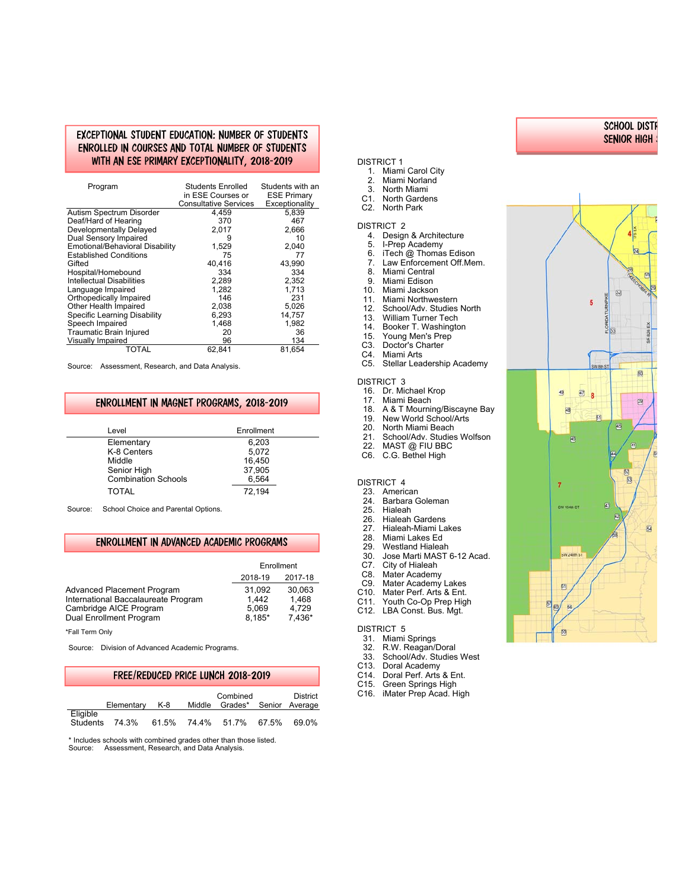## EXCEPTIONAL STUDENT EDUCATION: NUMBER OF STUDENTS ENROLLED IN COURSES AND TOTAL NUMBER OF STUDENTS WITH AN ESE PRIMARY EXCEPTIONALITY, 2018-2019

| Program | Students Enrolled in ESE Courses or Consultative Services | Students with an ESE Primary Exceptionality |
|---|---|---|
| Autism Spectrum Disorder | 4,459 | 5,839 |
| Deaf/Hard of Hearing | 370 | 467 |
| Developmentally Delayed | 2,017 | 2,666 |
| Dual Sensory Impaired | 9 | 10 |
| Emotional/Behavioral Disability | 1,529 | 2,040 |
| Established Conditions | 75 | 77 |
| Gifted | 40,416 | 43,990 |
| Hospital/Homebound | 334 | 334 |
| Intellectual Disabilities | 2,289 | 2,352 |
| Language Impaired | 1,282 | 1,713 |
| Orthopedically Impaired | 146 | 231 |
| Other Health Impaired | 2,038 | 5,026 |
| Specific Learning Disability | 6,293 | 14,757 |
| Speech Impaired | 1,468 | 1,982 |
| Traumatic Brain Injured | 20 | 36 |
| Visually Impaired | 96 | 134 |
| TOTAL | 62,841 | 81,654 |

Source: Assessment, Research, and Data Analysis.

## ENROLLMENT IN MAGNET PROGRAMS, 2018-2019

| Level | Enrollment |
|---|---|
| Elementary | 6,203 |
| K-8 Centers | 5,072 |
| Middle | 16,450 |
| Senior High | 37,905 |
| Combination Schools | 6,564 |
| TOTAL | 72,194 |

Source: School Choice and Parental Options.

## ENROLLMENT IN ADVANCED ACADEMIC PROGRAMS

| | Enrollment 2018-19 | Enrollment 2017-18 |
|---|---|---|
| Advanced Placement Program | 31,092 | 30,063 |
| International Baccalaureate Program | 1,442 | 1,468 |
| Cambridge AICE Program | 5,069 | 4,729 |
| Dual Enrollment Program | 8,185* | 7,436* |

*Fall Term Only

Source: Division of Advanced Academic Programs.

## FREE/REDUCED PRICE LUNCH 2018-2019

| | Elementary | K-8 | Middle | Combined Grades* | Senior | District Average |
|---|---|---|---|---|---|---|
| Eligible Students | 74.3% | 61.5% | 74.4% | 51.7% | 67.5% | 69.0% |

\* Includes schools with combined grades other than those listed.
Source: Assessment, Research, and Data Analysis.

## SCHOOL DISTR... SENIOR HIGH ...

DISTRICT 1
1. Miami Carol City
2. Miami Norland
3. North Miami
C1. North Gardens
C2. North Park

DISTRICT 2
4. Design & Architecture
5. I-Prep Academy
6. iTech @ Thomas Edison
7. Law Enforcement Off.Mem.
8. Miami Central
9. Miami Edison
10. Miami Jackson
11. Miami Northwestern
12. School/Adv. Studies North
13. William Turner Tech
14. Booker T. Washington
15. Young Men's Prep
C3. Doctor's Charter
C4. Miami Arts
C5. Stellar Leadership Academy

DISTRICT 3
16. Dr. Michael Krop
17. Miami Beach
18. A & T Mourning/Biscayne Bay
19. New World School/Arts
20. North Miami Beach
21. School/Adv. Studies Wolfson
22. MAST @ FIU BBC
C6. C.G. Bethel High

DISTRICT 4
23. American
24. Barbara Goleman
25. Hialeah
26. Hialeah Gardens
27. Hialeah-Miami Lakes
28. Miami Lakes Ed
29. Westland Hialeah
30. Jose Marti MAST 6-12 Acad.
C7. City of Hialeah
C8. Mater Academy
C9. Mater Academy Lakes
C10. Mater Perf. Arts & Ent.
C11. Youth Co-Op Prep High
C12. LBA Const. Bus. Mgt.

DISTRICT 5
31. Miami Springs
32. R.W. Reagan/Doral
33. School/Adv. Studies West
C13. Doral Academy
C14. Doral Perf. Arts & Ent.
C15. Green Springs High
C16. iMater Prep Acad. High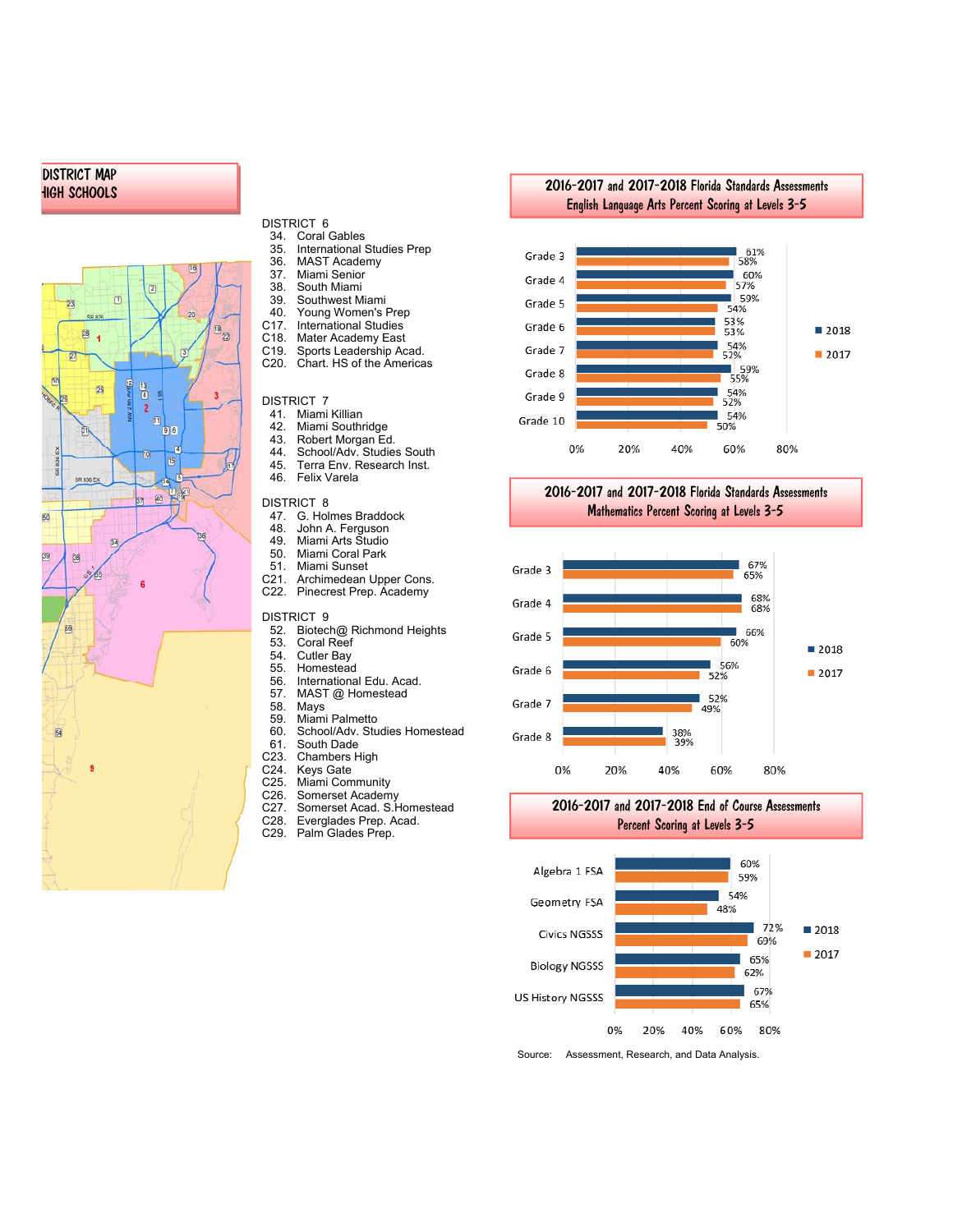## DISTRICT MAP
## HIGH SCHOOLS

DISTRICT 6
34. Coral Gables
35. International Studies Prep
36. MAST Academy
37. Miami Senior
38. South Miami
39. Southwest Miami
40. Young Women's Prep
C17. International Studies
C18. Mater Academy East
C19. Sports Leadership Acad.
C20. Chart. HS of the Americas

DISTRICT 7
41. Miami Killian
42. Miami Southridge
43. Robert Morgan Ed.
44. School/Adv. Studies South
45. Terra Env. Research Inst.
46. Felix Varela

DISTRICT 8
47. G. Holmes Braddock
48. John A. Ferguson
49. Miami Arts Studio
50. Miami Coral Park
51. Miami Sunset
C21. Archimedean Upper Cons.
C22. Pinecrest Prep. Academy

DISTRICT 9
52. Biotech@ Richmond Heights
53. Coral Reef
54. Cutler Bay
55. Homestead
56. International Edu. Acad.
57. MAST @ Homestead
58. Mays
59. Miami Palmetto
60. School/Adv. Studies Homestead
61. South Dade
C23. Chambers High
C24. Keys Gate
C25. Miami Community
C26. Somerset Academy
C27. Somerset Acad. S.Homestead
C28. Everglades Prep. Acad.
C29. Palm Glades Prep.

## 2016-2017 and 2017-2018 Florida Standards Assessments English Language Arts Percent Scoring at Levels 3-5

| Grade | 2018 | 2017 |
|---|---|---|
| Grade 3 | 61% | 58% |
| Grade 4 | 60% | 57% |
| Grade 5 | 59% | 54% |
| Grade 6 | 53% | 53% |
| Grade 7 | 54% | 52% |
| Grade 8 | 59% | 55% |
| Grade 9 | 54% | 52% |
| Grade 10 | 54% | 50% |

## 2016-2017 and 2017-2018 Florida Standards Assessments Mathematics Percent Scoring at Levels 3-5

| Grade | 2018 | 2017 |
|---|---|---|
| Grade 3 | 67% | 65% |
| Grade 4 | 68% | 68% |
| Grade 5 | 66% | 60% |
| Grade 6 | 56% | 52% |
| Grade 7 | 52% | 49% |
| Grade 8 | 38% | 39% |

## 2016-2017 and 2017-2018 End of Course Assessments Percent Scoring at Levels 3-5

| Assessment | 2018 | 2017 |
|---|---|---|
| Algebra 1 FSA | 60% | 59% |
| Geometry FSA | 54% | 48% |
| Civics NGSSS | 72% | 69% |
| Biology NGSSS | 65% | 62% |
| US History NGSSS | 67% | 65% |

Source: Assessment, Research, and Data Analysis.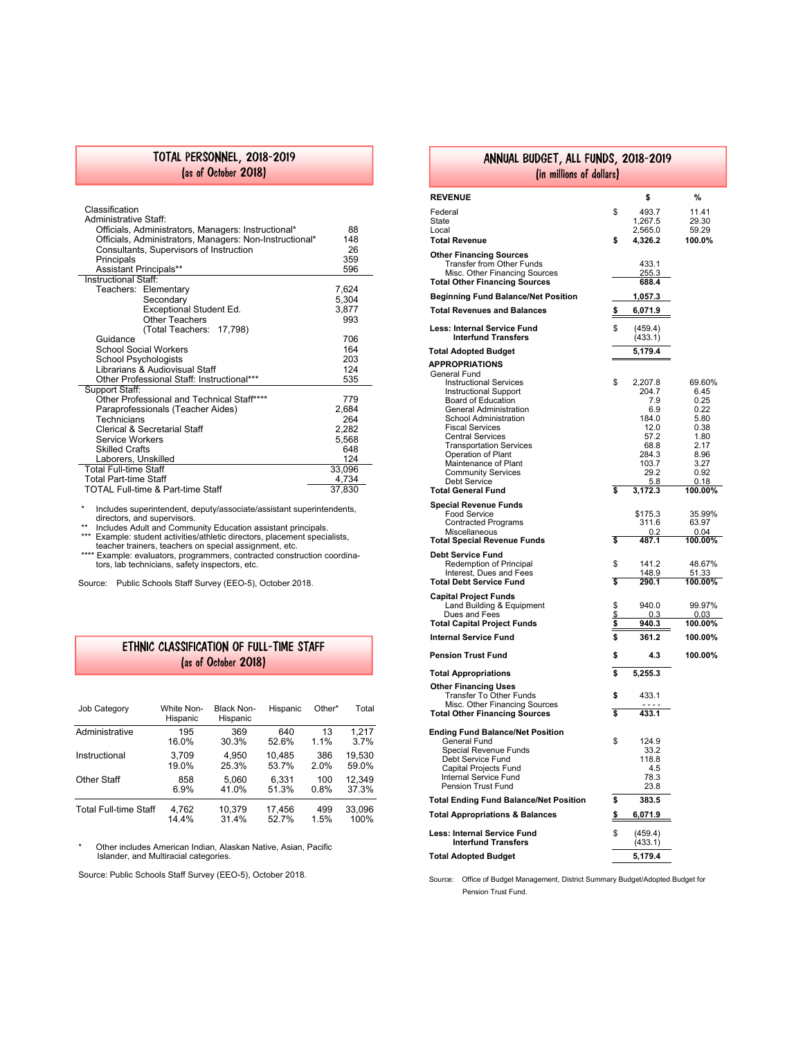## TOTAL PERSONNEL, 2018-2019
### (as of October 2018)

| Classification | |
|---|---|
| **Administrative Staff:** | |
| Officials, Administrators, Managers: Instructional* | 88 |
| Officials, Administrators, Managers: Non-Instructional* | 148 |
| Consultants, Supervisors of Instruction | 26 |
| Principals | 359 |
| Assistant Principals** | 596 |
| **Instructional Staff:** | |
| Teachers: Elementary | 7,624 |
| Secondary | 5,304 |
| Exceptional Student Ed. | 3,877 |
| Other Teachers | 993 |
| (Total Teachers: 17,798) | |
| Guidance | 706 |
| School Social Workers | 164 |
| School Psychologists | 203 |
| Librarians & Audiovisual Staff | 124 |
| Other Professional Staff: Instructional*** | 535 |
| **Support Staff:** | |
| Other Professional and Technical Staff**** | 779 |
| Paraprofessionals (Teacher Aides) | 2,684 |
| Technicians | 264 |
| Clerical & Secretarial Staff | 2,282 |
| Service Workers | 5,568 |
| Skilled Crafts | 648 |
| Laborers, Unskilled | 124 |
| Total Full-time Staff | 33,096 |
| Total Part-time Staff | 4,734 |
| TOTAL Full-time & Part-time Staff | 37,830 |

\* Includes superintendent, deputy/associate/assistant superintendents, directors, and supervisors.
** Includes Adult and Community Education assistant principals.
*** Example: student activities/athletic directors, placement specialists, teacher trainers, teachers on special assignment, etc.
**** Example: evaluators, programmers, contracted construction coordinators, lab technicians, safety inspectors, etc.

Source: Public Schools Staff Survey (EEO-5), October 2018.

## ETHNIC CLASSIFICATION OF FULL-TIME STAFF
### (as of October 2018)

| Job Category | White Non-Hispanic | Black Non-Hispanic | Hispanic | Other* | Total |
|---|---|---|---|---|---|
| Administrative | 195<br>16.0% | 369<br>30.3% | 640<br>52.6% | 13<br>1.1% | 1,217<br>3.7% |
| Instructional | 3,709<br>19.0% | 4,950<br>25.3% | 10,485<br>53.7% | 386<br>2.0% | 19,530<br>59.0% |
| Other Staff | 858<br>6.9% | 5,060<br>41.0% | 6,331<br>51.3% | 100<br>0.8% | 12,349<br>37.3% |
| Total Full-time Staff | 4,762<br>14.4% | 10,379<br>31.4% | 17,456<br>52.7% | 499<br>1.5% | 33,096<br>100% |

\* Other includes American Indian, Alaskan Native, Asian, Pacific Islander, and Multiracial categories.

Source: Public Schools Staff Survey (EEO-5), October 2018.

## ANNUAL BUDGET, ALL FUNDS, 2018-2019
### (in millions of dollars)

| REVENUE | $ | % |
|---|---|---|
| Federal | $ 493.7 | 11.41 |
| State | 1,267.5 | 29.30 |
| Local | 2,565.0 | 59.29 |
| **Total Revenue** | **$ 4,326.2** | **100.0%** |
| **Other Financing Sources** | | |
| Transfer from Other Funds | 433.1 | |
| Misc. Other Financing Sources | 255.3 | |
| **Total Other Financing Sources** | **688.4** | |
| **Beginning Fund Balance/Net Position** | **1,057.3** | |
| **Total Revenues and Balances** | **$ 6,071.9** | |
| **Less: Internal Service Fund** | $ (459.4) | |
| **Interfund Transfers** | (433.1) | |
| **Total Adopted Budget** | **5,179.4** | |
| **APPROPRIATIONS** | | |
| General Fund | | |
| Instructional Services | $ 2,207.8 | 69.60% |
| Instructional Support | 204.7 | 6.45 |
| Board of Education | 7.9 | 0.25 |
| General Administration | 6.9 | 0.22 |
| School Administration | 184.0 | 5.80 |
| Fiscal Services | 12.0 | 0.38 |
| Central Services | 57.2 | 1.80 |
| Transportation Services | 68.8 | 2.17 |
| Operation of Plant | 284.3 | 8.96 |
| Maintenance of Plant | 103.7 | 3.27 |
| Community Services | 29.2 | 0.92 |
| Debt Service | 5.8 | 0.18 |
| **Total General Fund** | **$ 3,172.3** | **100.00%** |
| **Special Revenue Funds** | | |
| Food Service | $175.3 | 35.99% |
| Contracted Programs | 311.6 | 63.97 |
| Miscellaneous | 0.2 | 0.04 |
| **Total Special Revenue Funds** | **$ 487.1** | **100.00%** |
| **Debt Service Fund** | | |
| Redemption of Principal | $ 141.2 | 48.67% |
| Interest, Dues and Fees | 148.9 | 51.33 |
| **Total Debt Service Fund** | **$ 290.1** | **100.00%** |
| **Capital Project Funds** | | |
| Land Building & Equipment | $ 940.0 | 99.97% |
| Dues and Fees | $ 0.3 | 0.03 |
| **Total Capital Project Funds** | **$ 940.3** | **100.00%** |
| **Internal Service Fund** | **$ 361.2** | **100.00%** |
| **Pension Trust Fund** | **$ 4.3** | **100.00%** |
| **Total Appropriations** | **$ 5,255.3** | |
| **Other Financing Uses** | | |
| Transfer To Other Funds | $ 433.1 | |
| Misc. Other Financing Sources | - - - - | |
| **Total Other Financing Sources** | **$ 433.1** | |
| **Ending Fund Balance/Net Position** | | |
| General Fund | $ 124.9 | |
| Special Revenue Funds | 33.2 | |
| Debt Service Fund | 118.8 | |
| Capital Projects Fund | 4.5 | |
| Internal Service Fund | 78.3 | |
| Pension Trust Fund | 23.8 | |
| **Total Ending Fund Balance/Net Position** | **$ 383.5** | |
| **Total Appropriations & Balances** | **$ 6,071.9** | |
| **Less: Internal Service Fund** | $ (459.4) | |
| **Interfund Transfers** | (433.1) | |
| **Total Adopted Budget** | **5,179.4** | |

Source: Office of Budget Management, District Summary Budget/Adopted Budget for Pension Trust Fund.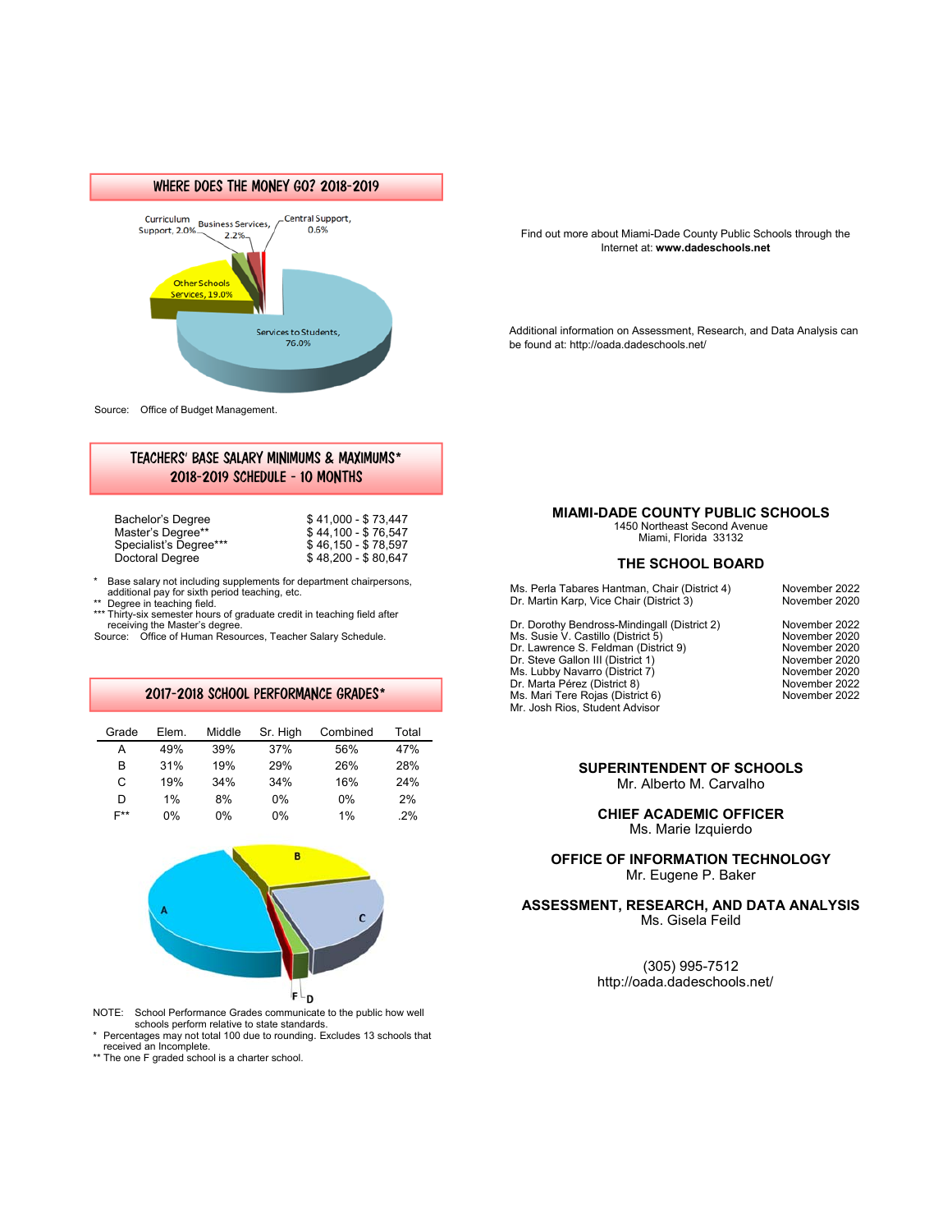## WHERE DOES THE MONEY GO? 2018-2019

Curriculum Support, 2.0%
Business Services, 2.2%
Central Support, 0.6%
Other Schools Services, 19.0%
Services to Students, 76.0%

Source: Office of Budget Management.

## TEACHERS' BASE SALARY MINIMUMS & MAXIMUMS* 2018-2019 SCHEDULE - 10 MONTHS

| | |
|---|---|
| Bachelor's Degree | $ 41,000 - $ 73,447 |
| Master's Degree** | $ 44,100 - $ 76,547 |
| Specialist's Degree*** | $ 46,150 - $ 78,597 |
| Doctoral Degree | $ 48,200 - $ 80,647 |

\* Base salary not including supplements for department chairpersons, additional pay for sixth period teaching, etc.
** Degree in teaching field.
*** Thirty-six semester hours of graduate credit in teaching field after receiving the Master's degree.
Source: Office of Human Resources, Teacher Salary Schedule.

## 2017-2018 SCHOOL PERFORMANCE GRADES*

| Grade | Elem. | Middle | Sr. High | Combined | Total |
|---|---|---|---|---|---|
| A | 49% | 39% | 37% | 56% | 47% |
| B | 31% | 19% | 29% | 26% | 28% |
| C | 19% | 34% | 34% | 16% | 24% |
| D | 1% | 8% | 0% | 0% | 2% |
| F** | 0% | 0% | 0% | 1% | .2% |

A
B
C
D
F

NOTE: School Performance Grades communicate to the public how well schools perform relative to state standards.
\* Percentages may not total 100 due to rounding. Excludes 13 schools that received an Incomplete.
** The one F graded school is a charter school.

Find out more about Miami-Dade County Public Schools through the Internet at: **www.dadeschools.net**

Additional information on Assessment, Research, and Data Analysis can be found at: http://oada.dadeschools.net/

## MIAMI-DADE COUNTY PUBLIC SCHOOLS

1450 Northeast Second Avenue
Miami, Florida 33132

### THE SCHOOL BOARD

| | |
|---|---|
| Ms. Perla Tabares Hantman, Chair (District 4) | November 2022 |
| Dr. Martin Karp, Vice Chair (District 3) | November 2020 |
| Dr. Dorothy Bendross-Mindingall (District 2) | November 2022 |
| Ms. Susie V. Castillo (District 5) | November 2020 |
| Dr. Lawrence S. Feldman (District 9) | November 2020 |
| Dr. Steve Gallon III (District 1) | November 2020 |
| Ms. Lubby Navarro (District 7) | November 2020 |
| Dr. Marta Pérez (District 8) | November 2022 |
| Ms. Mari Tere Rojas (District 6) | November 2022 |
| Mr. Josh Rios, Student Advisor | |

**SUPERINTENDENT OF SCHOOLS**
Mr. Alberto M. Carvalho

**CHIEF ACADEMIC OFFICER**
Ms. Marie Izquierdo

**OFFICE OF INFORMATION TECHNOLOGY**
Mr. Eugene P. Baker

**ASSESSMENT, RESEARCH, AND DATA ANALYSIS**
Ms. Gisela Feild

(305) 995-7512
http://oada.dadeschools.net/